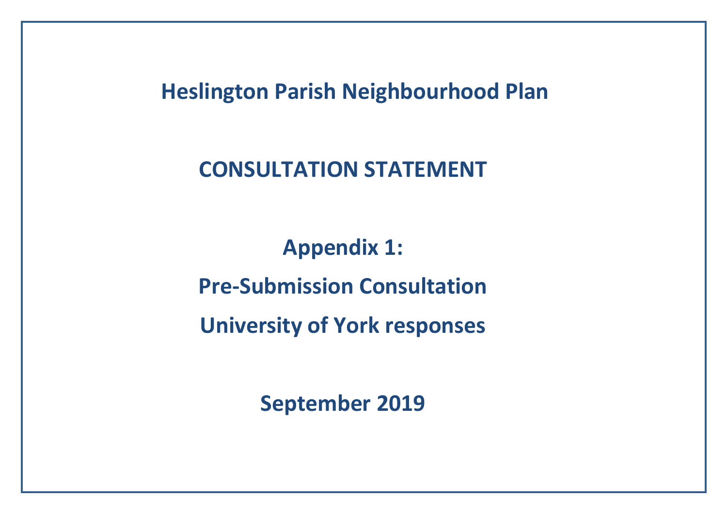# Heslington Parish Neighbourhood Plan

## CONSULTATION STATEMENT

## Appendix 1:

## Pre-Submission Consultation

## University of York responses

**September 2019**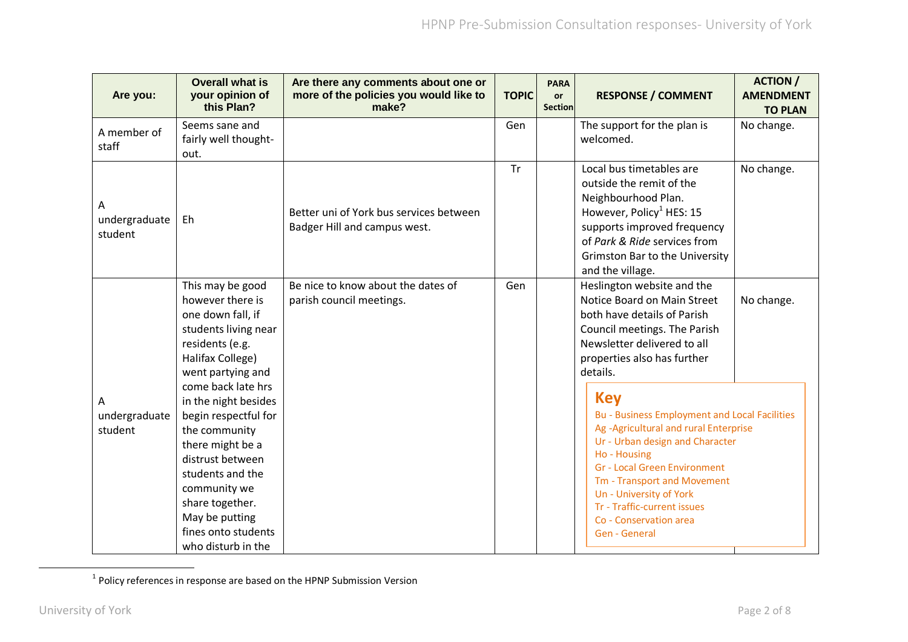| Are you: | Overall what is your opinion of this Plan? | Are there any comments about one or more of the policies you would like to make? | TOPIC | PARA or Section | RESPONSE / COMMENT | ACTION / AMENDMENT TO PLAN |
|---|---|---|---|---|---|---|
| A member of staff | Seems sane and fairly well thought-out. | | Gen | | The support for the plan is welcomed. | No change. |
| A undergraduate student | Eh | Better uni of York bus services between Badger Hill and campus west. | Tr | | Local bus timetables are outside the remit of the Neighbourhood Plan. However, Policy[1] HES: 15 supports improved frequency of *Park & Ride* services from Grimston Bar to the University and the village. | No change. |
| A undergraduate student | This may be good however there is one down fall, if students living near residents (e.g. Halifax College) went partying and come back late hrs in the night besides begin respectful for the community there might be a distrust between students and the community we share together. May be putting fines onto students who disturb in the | Be nice to know about the dates of parish council meetings. | Gen | | Heslington website and the Notice Board on Main Street both have details of Parish Council meetings. The Parish Newsletter delivered to all properties also has further details. | No change. |

**Key**

- Bu - Business Employment and Local Facilities
- Ag -Agricultural and rural Enterprise
- Ur - Urban design and Character
- Ho - Housing
- Gr - Local Green Environment
- Tm - Transport and Movement
- Un - University of York
- Tr - Traffic-current issues
- Co - Conservation area
- Gen - General

[1] Policy references in response are based on the HPNP Submission Version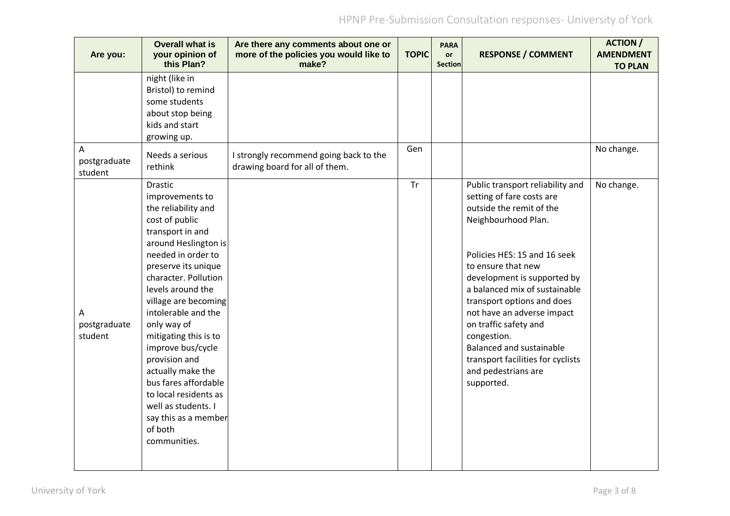| Are you: | Overall what is your opinion of this Plan? | Are there any comments about one or more of the policies you would like to make? | TOPIC | PARA or Section | RESPONSE / COMMENT | ACTION / AMENDMENT TO PLAN |
|---|---|---|---|---|---|---|
| | night (like in Bristol) to remind some students about stop being kids and start growing up. | | | | | |
| A postgraduate student | Needs a serious rethink | I strongly recommend going back to the drawing board for all of them. | Gen | | | No change. |
| A postgraduate student | Drastic improvements to the reliability and cost of public transport in and around Heslington is needed in order to preserve its unique character. Pollution levels around the village are becoming intolerable and the only way of mitigating this is to improve bus/cycle provision and actually make the bus fares affordable to local residents as well as students. I say this as a member of both communities. | | Tr | | Public transport reliability and setting of fare costs are outside the remit of the Neighbourhood Plan.<br><br>Policies HES: 15 and 16 seek to ensure that new development is supported by a balanced mix of sustainable transport options and does not have an adverse impact on traffic safety and congestion.<br>Balanced and sustainable transport facilities for cyclists and pedestrians are supported. | No change. |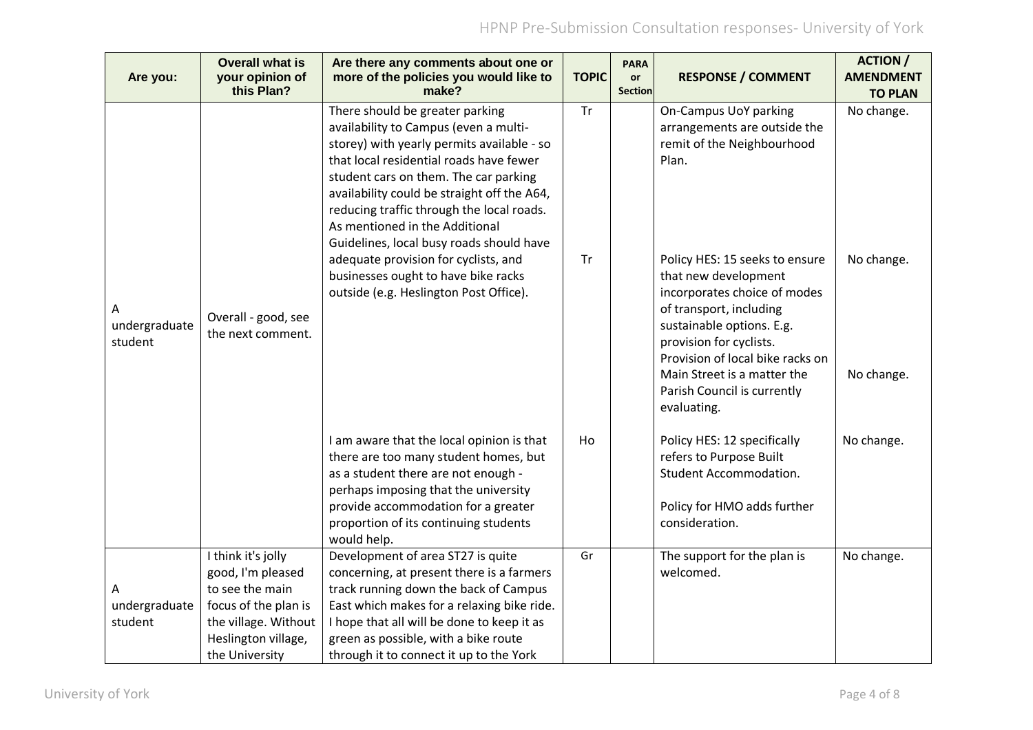| Are you: | Overall what is your opinion of this Plan? | Are there any comments about one or more of the policies you would like to make? | TOPIC | PARA or Section | RESPONSE / COMMENT | ACTION / AMENDMENT TO PLAN |
|---|---|---|---|---|---|---|
| A undergraduate student | Overall - good, see the next comment. | There should be greater parking availability to Campus (even a multi-storey) with yearly permits available - so that local residential roads have fewer student cars on them. The car parking availability could be straight off the A64, reducing traffic through the local roads. | Tr | | On-Campus UoY parking arrangements are outside the remit of the Neighbourhood Plan. | No change. |
| | | As mentioned in the Additional Guidelines, local busy roads should have adequate provision for cyclists, and businesses ought to have bike racks outside (e.g. Heslington Post Office). | Tr | | Policy HES: 15 seeks to ensure that new development incorporates choice of modes of transport, including sustainable options. E.g. provision for cyclists. | No change. |
| | | | | | Provision of local bike racks on Main Street is a matter the Parish Council is currently evaluating. | No change. |
| | | I am aware that the local opinion is that there are too many student homes, but as a student there are not enough - perhaps imposing that the university provide accommodation for a greater proportion of its continuing students would help. | Ho | | Policy HES: 12 specifically refers to Purpose Built Student Accommodation.<br><br>Policy for HMO adds further consideration. | No change. |
| A undergraduate student | I think it's jolly good, I'm pleased to see the main focus of the plan is the village. Without Heslington village, the University | Development of area ST27 is quite concerning, at present there is a farmers track running down the back of Campus East which makes for a relaxing bike ride. I hope that all will be done to keep it as green as possible, with a bike route through it to connect it up to the York | Gr | | The support for the plan is welcomed. | No change. |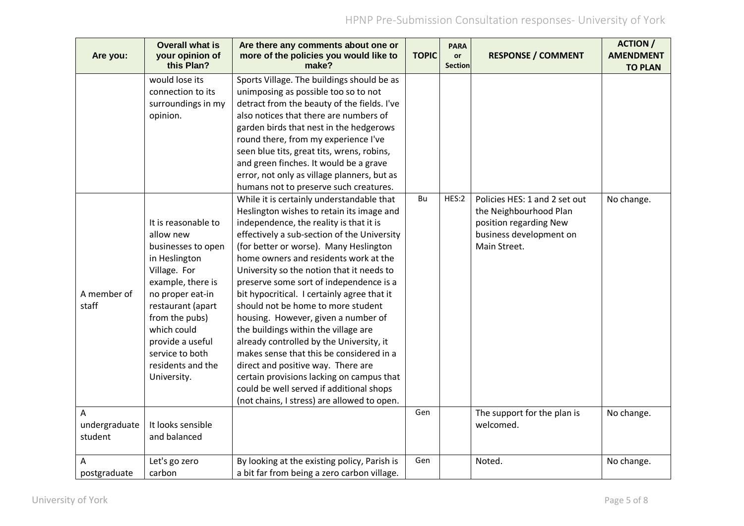| Are you: | Overall what is your opinion of this Plan? | Are there any comments about one or more of the policies you would like to make? | TOPIC | PARA or Section | RESPONSE / COMMENT | ACTION / AMENDMENT TO PLAN |
|---|---|---|---|---|---|---|
| | would lose its connection to its surroundings in my opinion. | Sports Village. The buildings should be as unimposing as possible too so to not detract from the beauty of the fields. I've also notices that there are numbers of garden birds that nest in the hedgerows round there, from my experience I've seen blue tits, great tits, wrens, robins, and green finches. It would be a grave error, not only as village planners, but as humans not to preserve such creatures. | | | | |
| A member of staff | It is reasonable to allow new businesses to open in Heslington Village. For example, there is no proper eat-in restaurant (apart from the pubs) which could provide a useful service to both residents and the University. | While it is certainly understandable that Heslington wishes to retain its image and independence, the reality is that it is effectively a sub-section of the University (for better or worse). Many Heslington home owners and residents work at the University so the notion that it needs to preserve some sort of independence is a bit hypocritical. I certainly agree that it should not be home to more student housing. However, given a number of the buildings within the village are already controlled by the University, it makes sense that this be considered in a direct and positive way. There are certain provisions lacking on campus that could be well served if additional shops (not chains, I stress) are allowed to open. | Bu | HES:2 | Policies HES: 1 and 2 set out the Neighbourhood Plan position regarding New business development on Main Street. | No change. |
| A undergraduate student | It looks sensible and balanced | | Gen | | The support for the plan is welcomed. | No change. |
| A postgraduate | Let's go zero carbon | By looking at the existing policy, Parish is a bit far from being a zero carbon village. | Gen | | Noted. | No change. |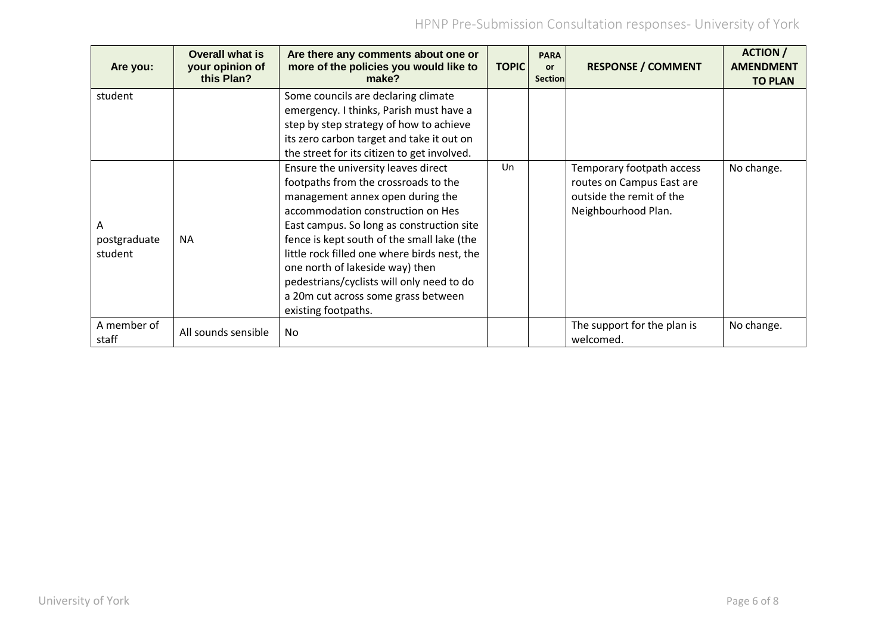| Are you: | Overall what is your opinion of this Plan? | Are there any comments about one or more of the policies you would like to make? | TOPIC | PARA or Section | RESPONSE / COMMENT | ACTION / AMENDMENT TO PLAN |
|---|---|---|---|---|---|---|
| student | | Some councils are declaring climate emergency. I thinks, Parish must have a step by step strategy of how to achieve its zero carbon target and take it out on the street for its citizen to get involved. | | | | |
| A postgraduate student | NA | Ensure the university leaves direct footpaths from the crossroads to the management annex open during the accommodation construction on Hes East campus. So long as construction site fence is kept south of the small lake (the little rock filled one where birds nest, the one north of lakeside way) then pedestrians/cyclists will only need to do a 20m cut across some grass between existing footpaths. | Un | | Temporary footpath access routes on Campus East are outside the remit of the Neighbourhood Plan. | No change. |
| A member of staff | All sounds sensible | No | | | The support for the plan is welcomed. | No change. |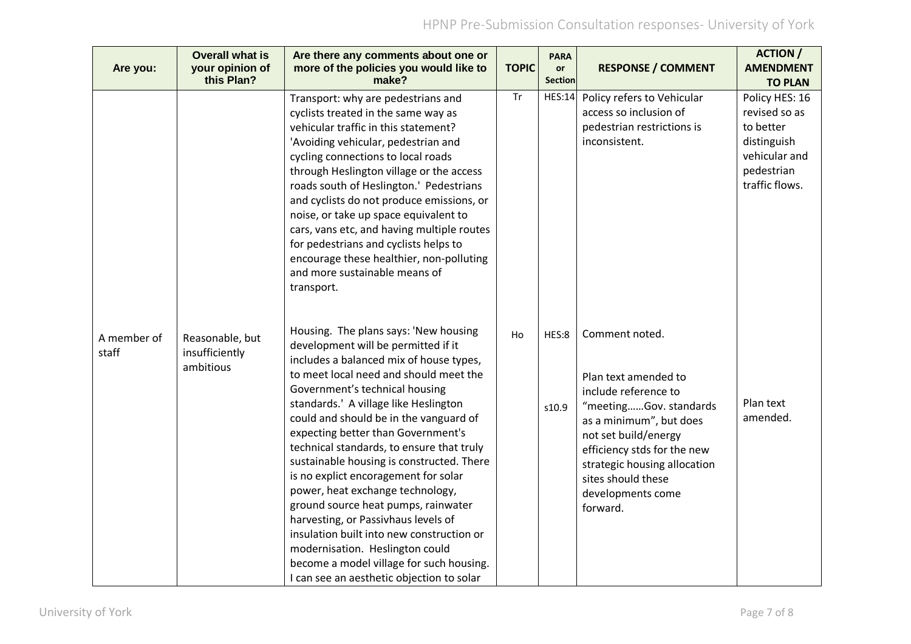| Are you: | Overall what is your opinion of this Plan? | Are there any comments about one or more of the policies you would like to make? | TOPIC | PARA or Section | RESPONSE / COMMENT | ACTION / AMENDMENT TO PLAN |
|---|---|---|---|---|---|---|
| A member of staff | Reasonable, but insufficiently ambitious | Transport: why are pedestrians and cyclists treated in the same way as vehicular traffic in this statement? 'Avoiding vehicular, pedestrian and cycling connections to local roads through Heslington village or the access roads south of Heslington.' Pedestrians and cyclists do not produce emissions, or noise, or take up space equivalent to cars, vans etc, and having multiple routes for pedestrians and cyclists helps to encourage these healthier, non-polluting and more sustainable means of transport. | Tr | HES:14 | Policy refers to Vehicular access so inclusion of pedestrian restrictions is inconsistent. | Policy HES: 16 revised so as to better distinguish vehicular and pedestrian traffic flows. |
| | | Housing. The plans says: 'New housing development will be permitted if it includes a balanced mix of house types, to meet local need and should meet the Government's technical housing standards.' A village like Heslington could and should be in the vanguard of expecting better than Government's technical standards, to ensure that truly sustainable housing is constructed. There is no explict encoragement for solar power, heat exchange technology, ground source heat pumps, rainwater harvesting, or Passivhaus levels of insulation built into new construction or modernisation. Heslington could become a model village for such housing. I can see an aesthetic objection to solar | Ho | HES:8<br><br>s10.9 | Comment noted.<br><br>Plan text amended to include reference to "meeting……Gov. standards as a minimum", but does not set build/energy efficiency stds for the new strategic housing allocation sites should these developments come forward. | Plan text amended. |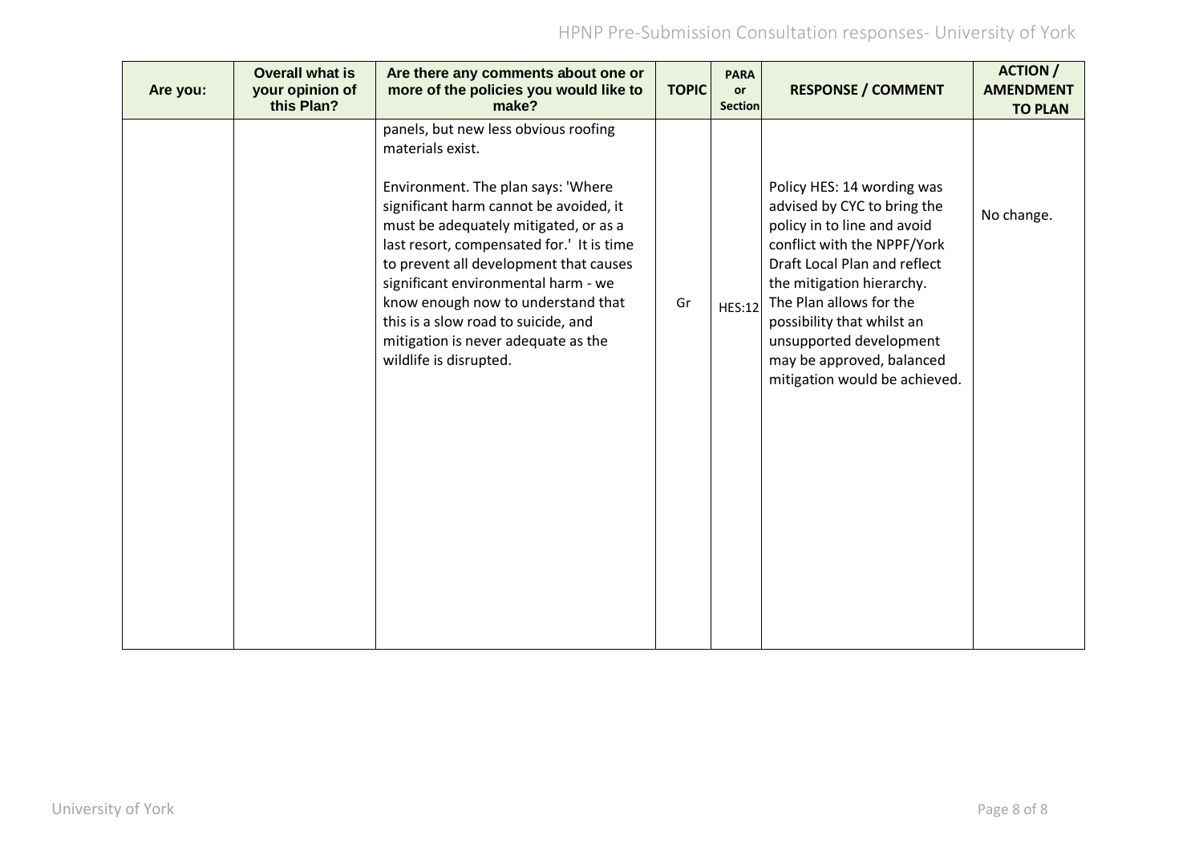| Are you: | Overall what is your opinion of this Plan? | Are there any comments about one or more of the policies you would like to make? | TOPIC | PARA or Section | RESPONSE / COMMENT | ACTION / AMENDMENT TO PLAN |
|---|---|---|---|---|---|---|
| | | panels, but new less obvious roofing materials exist.<br><br>Environment. The plan says: 'Where significant harm cannot be avoided, it must be adequately mitigated, or as a last resort, compensated for.' It is time to prevent all development that causes significant environmental harm - we know enough now to understand that this is a slow road to suicide, and mitigation is never adequate as the wildlife is disrupted. | Gr | HES:12 | Policy HES: 14 wording was advised by CYC to bring the policy in to line and avoid conflict with the NPPF/York Draft Local Plan and reflect the mitigation hierarchy. The Plan allows for the possibility that whilst an unsupported development may be approved, balanced mitigation would be achieved. | No change. |